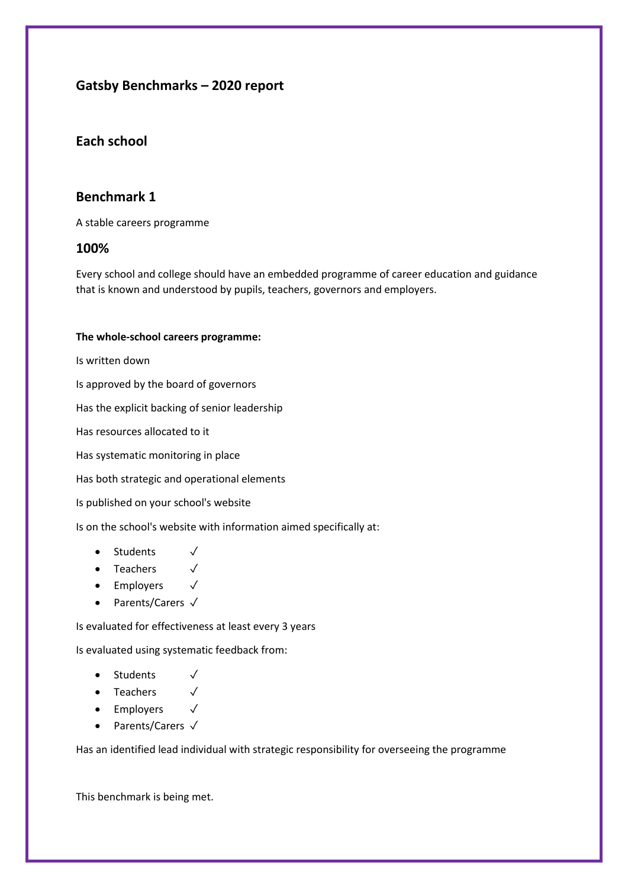## Gatsby Benchmarks – 2020 report

### Each school

### Benchmark 1

A stable careers programme

### 100%

Every school and college should have an embedded programme of career education and guidance that is known and understood by pupils, teachers, governors and employers.

**The whole-school careers programme:**

Is written down

Is approved by the board of governors

Has the explicit backing of senior leadership

Has resources allocated to it

Has systematic monitoring in place

Has both strategic and operational elements

Is published on your school's website

Is on the school's website with information aimed specifically at:

- Students ✓
- Teachers ✓
- Employers ✓
- Parents/Carers ✓

Is evaluated for effectiveness at least every 3 years

Is evaluated using systematic feedback from:

- Students ✓
- Teachers ✓
- Employers ✓
- Parents/Carers ✓

Has an identified lead individual with strategic responsibility for overseeing the programme

This benchmark is being met.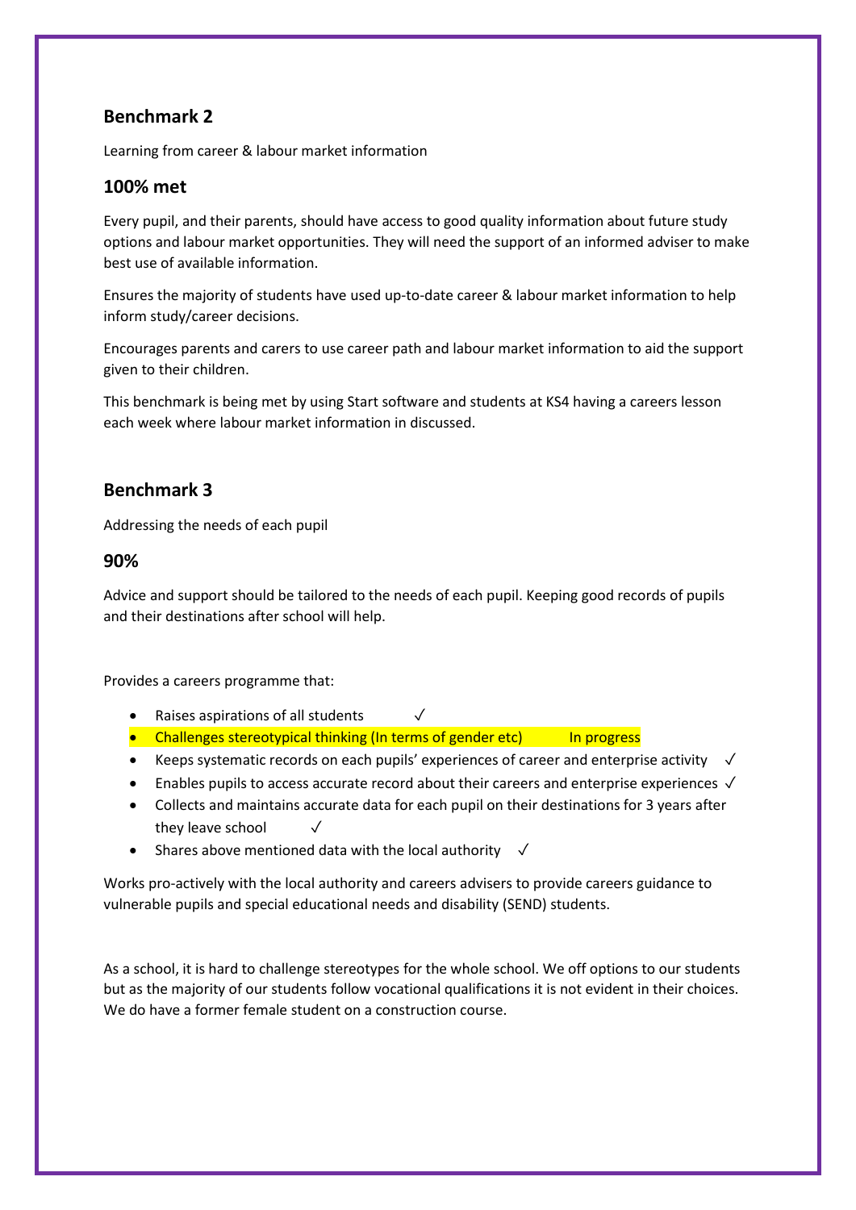## Benchmark 2

Learning from career & labour market information

## 100% met

Every pupil, and their parents, should have access to good quality information about future study options and labour market opportunities. They will need the support of an informed adviser to make best use of available information.

Ensures the majority of students have used up-to-date career & labour market information to help inform study/career decisions.

Encourages parents and carers to use career path and labour market information to aid the support given to their children.

This benchmark is being met by using Start software and students at KS4 having a careers lesson each week where labour market information in discussed.

## Benchmark 3

Addressing the needs of each pupil

## 90%

Advice and support should be tailored to the needs of each pupil. Keeping good records of pupils and their destinations after school will help.

Provides a careers programme that:

- Raises aspirations of all students ✓
- Challenges stereotypical thinking (In terms of gender etc) In progress
- Keeps systematic records on each pupils' experiences of career and enterprise activity ✓
- Enables pupils to access accurate record about their careers and enterprise experiences ✓
- Collects and maintains accurate data for each pupil on their destinations for 3 years after they leave school ✓
- Shares above mentioned data with the local authority ✓

Works pro-actively with the local authority and careers advisers to provide careers guidance to vulnerable pupils and special educational needs and disability (SEND) students.

As a school, it is hard to challenge stereotypes for the whole school. We off options to our students but as the majority of our students follow vocational qualifications it is not evident in their choices. We do have a former female student on a construction course.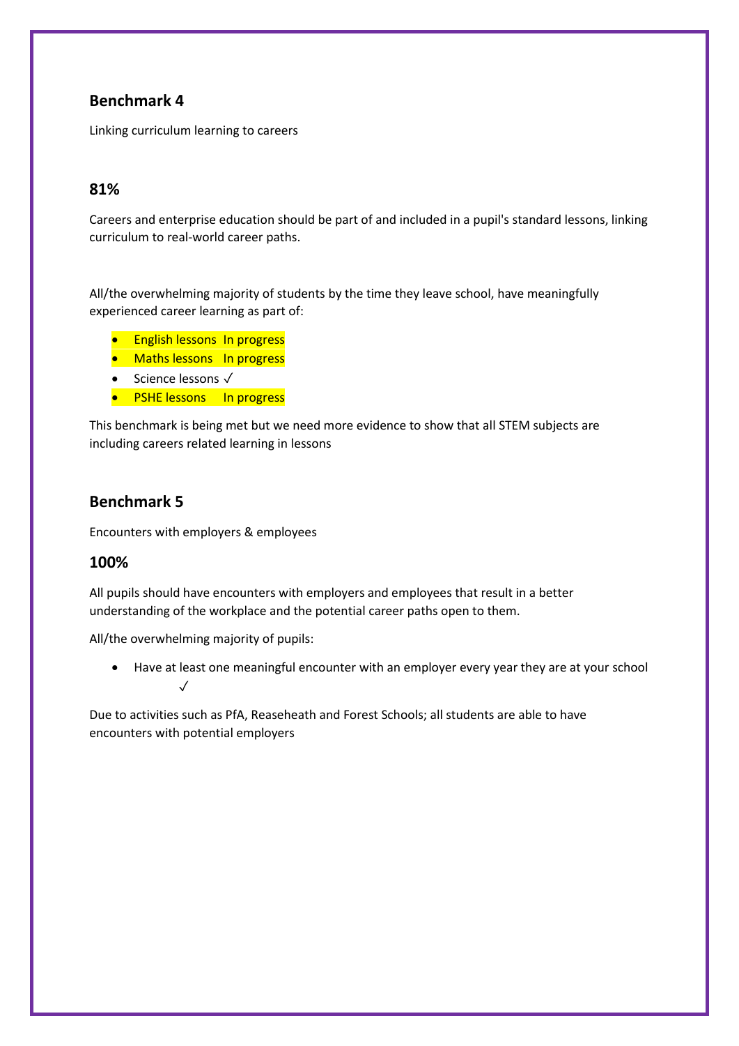## Benchmark 4

Linking curriculum learning to careers

## 81%

Careers and enterprise education should be part of and included in a pupil's standard lessons, linking curriculum to real-world career paths.

All/the overwhelming majority of students by the time they leave school, have meaningfully experienced career learning as part of:

- English lessons In progress
- Maths lessons In progress
- Science lessons ✓
- PSHE lessons In progress

This benchmark is being met but we need more evidence to show that all STEM subjects are including careers related learning in lessons

## Benchmark 5

Encounters with employers & employees

## 100%

All pupils should have encounters with employers and employees that result in a better understanding of the workplace and the potential career paths open to them.

All/the overwhelming majority of pupils:

- Have at least one meaningful encounter with an employer every year they are at your school ✓

Due to activities such as PfA, Reaseheath and Forest Schools; all students are able to have encounters with potential employers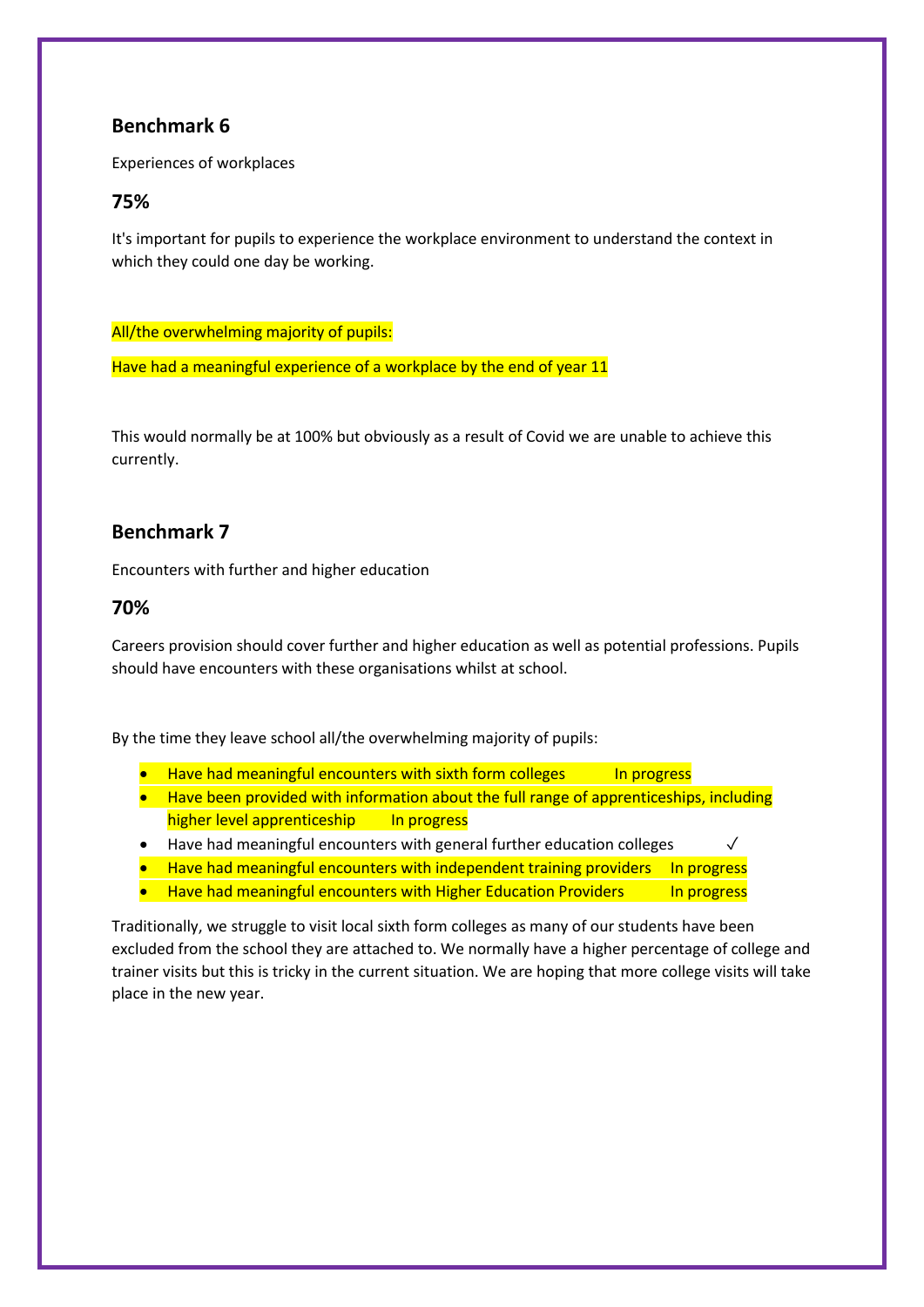## Benchmark 6

Experiences of workplaces

### 75%

It's important for pupils to experience the workplace environment to understand the context in which they could one day be working.

All/the overwhelming majority of pupils:

Have had a meaningful experience of a workplace by the end of year 11

This would normally be at 100% but obviously as a result of Covid we are unable to achieve this currently.

## Benchmark 7

Encounters with further and higher education

### 70%

Careers provision should cover further and higher education as well as potential professions. Pupils should have encounters with these organisations whilst at school.

By the time they leave school all/the overwhelming majority of pupils:

- Have had meaningful encounters with sixth form colleges In progress
- Have been provided with information about the full range of apprenticeships, including higher level apprenticeship In progress
- Have had meaningful encounters with general further education colleges ✓
- Have had meaningful encounters with independent training providers In progress
- Have had meaningful encounters with Higher Education Providers In progress

Traditionally, we struggle to visit local sixth form colleges as many of our students have been excluded from the school they are attached to. We normally have a higher percentage of college and trainer visits but this is tricky in the current situation. We are hoping that more college visits will take place in the new year.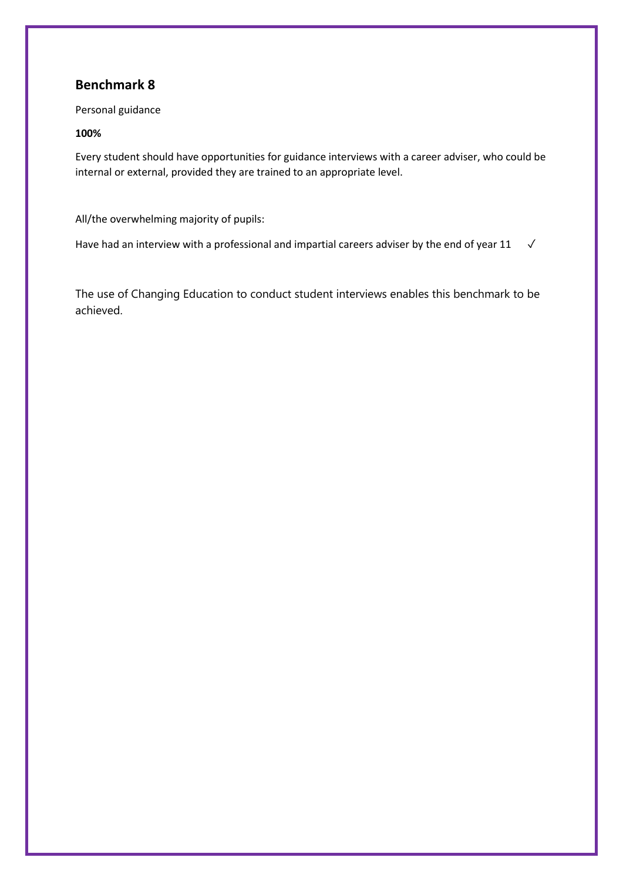## Benchmark 8

Personal guidance

**100%**

Every student should have opportunities for guidance interviews with a career adviser, who could be internal or external, provided they are trained to an appropriate level.

All/the overwhelming majority of pupils:

Have had an interview with a professional and impartial careers adviser by the end of year 11 ✓

The use of Changing Education to conduct student interviews enables this benchmark to be achieved.